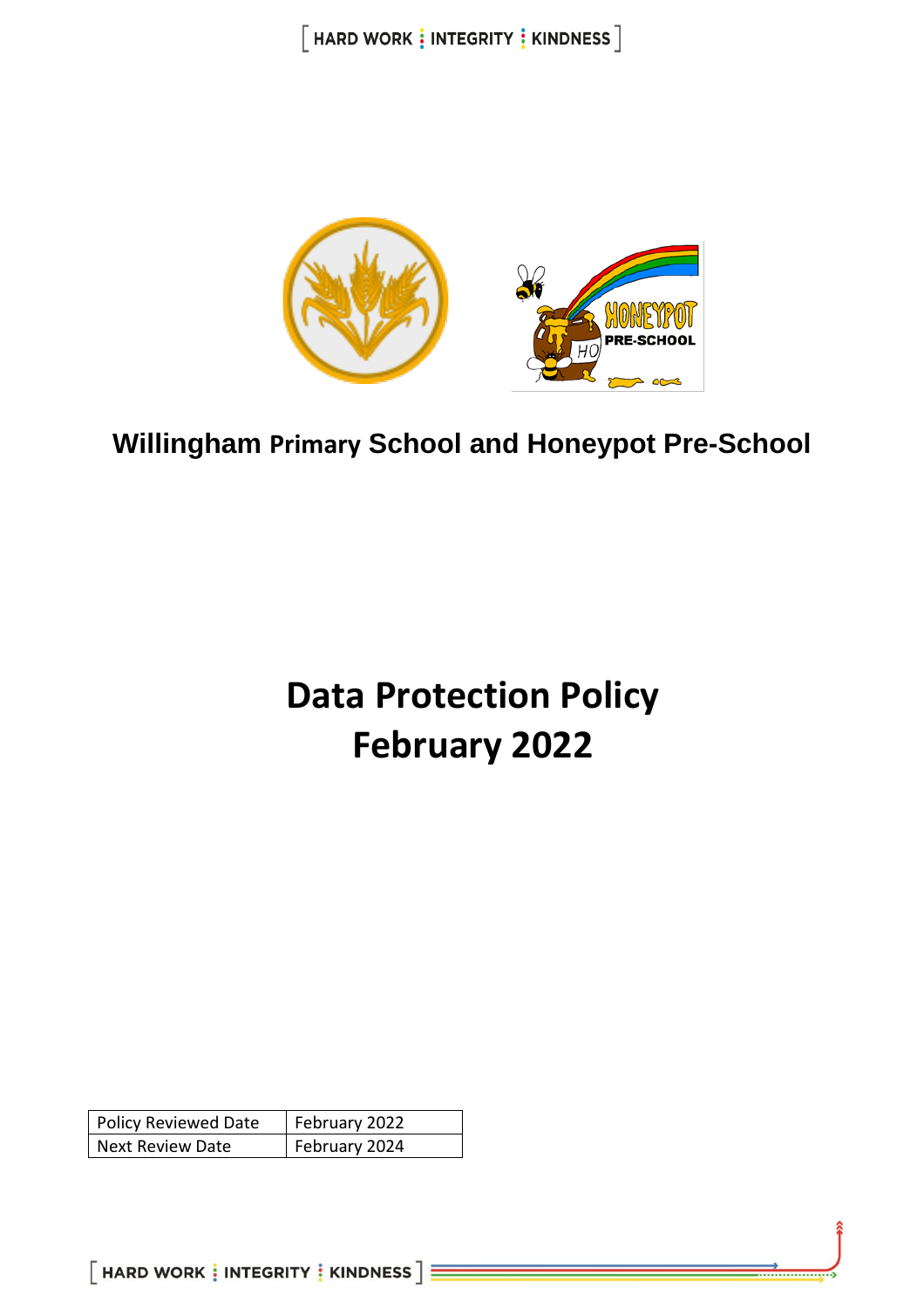**Willingham Primary School and Honeypot Pre-School**

# Data Protection Policy
# February 2022

| Policy Reviewed Date | February 2022 |
|---|---|
| Next Review Date | February 2024 |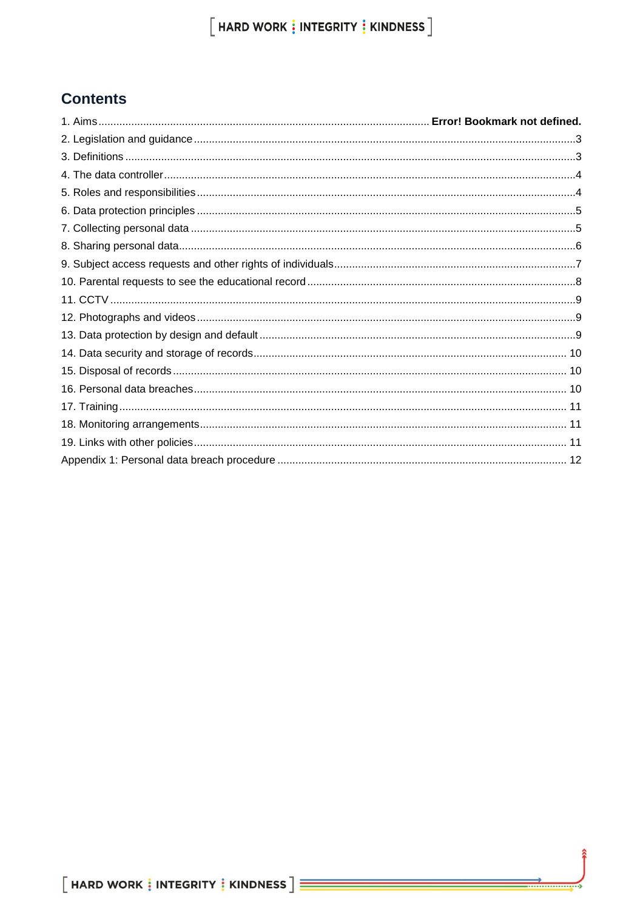## Contents

1. Aims ........ **Error! Bookmark not defined.**
2. Legislation and guidance ........ 3
3. Definitions ........ 3
4. The data controller ........ 4
5. Roles and responsibilities ........ 4
6. Data protection principles ........ 5
7. Collecting personal data ........ 5
8. Sharing personal data ........ 6
9. Subject access requests and other rights of individuals ........ 7
10. Parental requests to see the educational record ........ 8
11. CCTV ........ 9
12. Photographs and videos ........ 9
13. Data protection by design and default ........ 9
14. Data security and storage of records ........ 10
15. Disposal of records ........ 10
16. Personal data breaches ........ 10
17. Training ........ 11
18. Monitoring arrangements ........ 11
19. Links with other policies ........ 11

Appendix 1: Personal data breach procedure ........ 12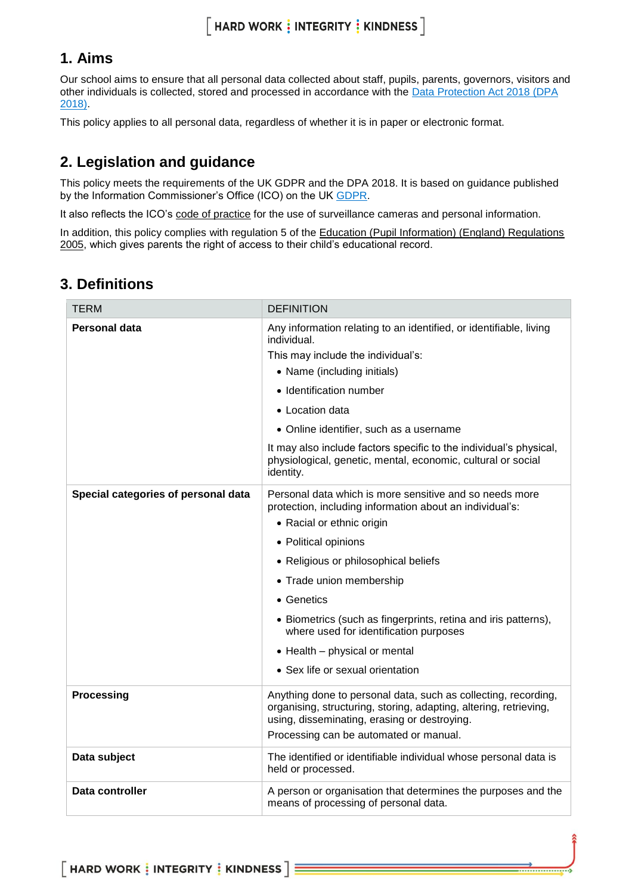## 1. Aims

Our school aims to ensure that all personal data collected about staff, pupils, parents, governors, visitors and other individuals is collected, stored and processed in accordance with the Data Protection Act 2018 (DPA 2018).

This policy applies to all personal data, regardless of whether it is in paper or electronic format.

## 2. Legislation and guidance

This policy meets the requirements of the UK GDPR and the DPA 2018. It is based on guidance published by the Information Commissioner's Office (ICO) on the UK GDPR.

It also reflects the ICO's code of practice for the use of surveillance cameras and personal information.

In addition, this policy complies with regulation 5 of the Education (Pupil Information) (England) Regulations 2005, which gives parents the right of access to their child's educational record.

## 3. Definitions

| TERM | DEFINITION |
|---|---|
| **Personal data** | Any information relating to an identified, or identifiable, living individual.<br>This may include the individual's:<br>• Name (including initials)<br>• Identification number<br>• Location data<br>• Online identifier, such as a username<br>It may also include factors specific to the individual's physical, physiological, genetic, mental, economic, cultural or social identity. |
| **Special categories of personal data** | Personal data which is more sensitive and so needs more protection, including information about an individual's:<br>• Racial or ethnic origin<br>• Political opinions<br>• Religious or philosophical beliefs<br>• Trade union membership<br>• Genetics<br>• Biometrics (such as fingerprints, retina and iris patterns), where used for identification purposes<br>• Health – physical or mental<br>• Sex life or sexual orientation |
| **Processing** | Anything done to personal data, such as collecting, recording, organising, structuring, storing, adapting, altering, retrieving, using, disseminating, erasing or destroying.<br>Processing can be automated or manual. |
| **Data subject** | The identified or identifiable individual whose personal data is held or processed. |
| **Data controller** | A person or organisation that determines the purposes and the means of processing of personal data. |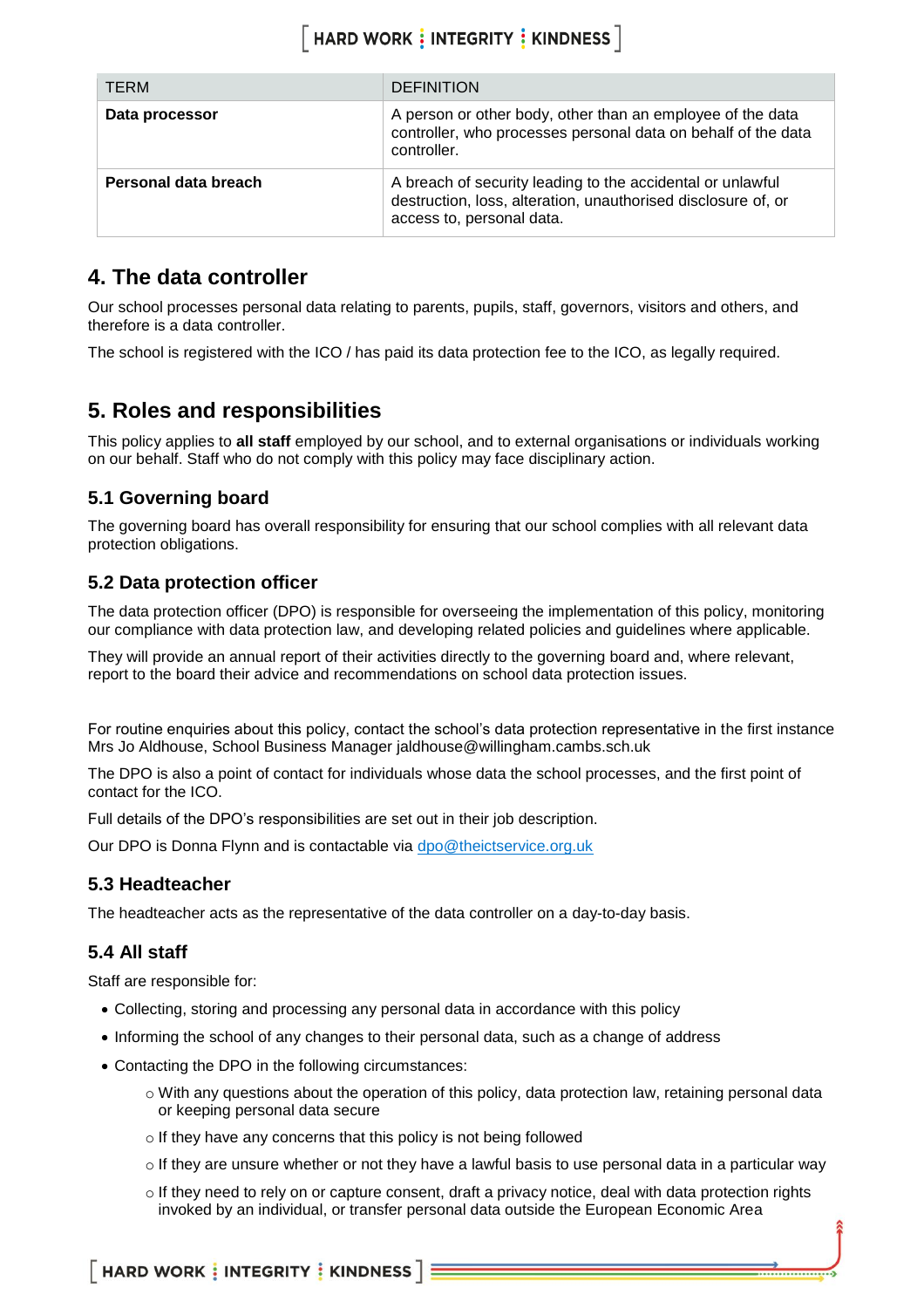| TERM | DEFINITION |
| --- | --- |
| **Data processor** | A person or other body, other than an employee of the data controller, who processes personal data on behalf of the data controller. |
| **Personal data breach** | A breach of security leading to the accidental or unlawful destruction, loss, alteration, unauthorised disclosure of, or access to, personal data. |

## 4. The data controller

Our school processes personal data relating to parents, pupils, staff, governors, visitors and others, and therefore is a data controller.

The school is registered with the ICO / has paid its data protection fee to the ICO, as legally required.

## 5. Roles and responsibilities

This policy applies to **all staff** employed by our school, and to external organisations or individuals working on our behalf. Staff who do not comply with this policy may face disciplinary action.

### 5.1 Governing board

The governing board has overall responsibility for ensuring that our school complies with all relevant data protection obligations.

### 5.2 Data protection officer

The data protection officer (DPO) is responsible for overseeing the implementation of this policy, monitoring our compliance with data protection law, and developing related policies and guidelines where applicable.

They will provide an annual report of their activities directly to the governing board and, where relevant, report to the board their advice and recommendations on school data protection issues.

For routine enquiries about this policy, contact the school's data protection representative in the first instance Mrs Jo Aldhouse, School Business Manager jaldhouse@willingham.cambs.sch.uk

The DPO is also a point of contact for individuals whose data the school processes, and the first point of contact for the ICO.

Full details of the DPO's responsibilities are set out in their job description.

Our DPO is Donna Flynn and is contactable via dpo@theictservice.org.uk

### 5.3 Headteacher

The headteacher acts as the representative of the data controller on a day-to-day basis.

### 5.4 All staff

Staff are responsible for:

- Collecting, storing and processing any personal data in accordance with this policy
- Informing the school of any changes to their personal data, such as a change of address
- Contacting the DPO in the following circumstances:
  - With any questions about the operation of this policy, data protection law, retaining personal data or keeping personal data secure
  - If they have any concerns that this policy is not being followed
  - If they are unsure whether or not they have a lawful basis to use personal data in a particular way
  - If they need to rely on or capture consent, draft a privacy notice, deal with data protection rights invoked by an individual, or transfer personal data outside the European Economic Area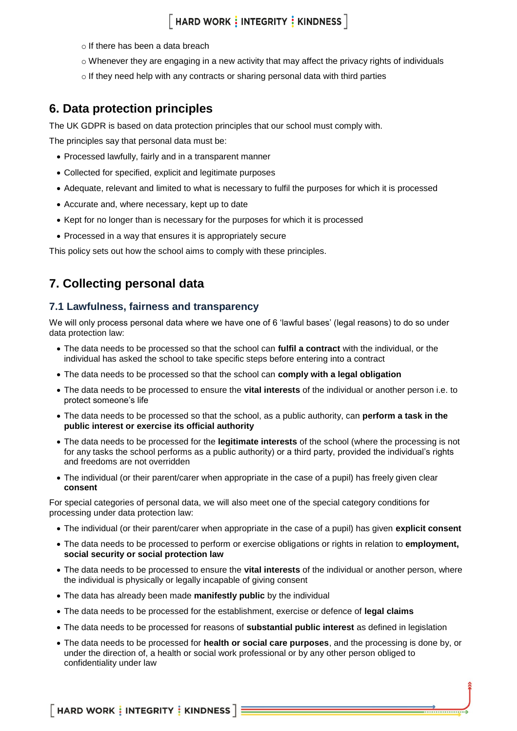- If there has been a data breach
- Whenever they are engaging in a new activity that may affect the privacy rights of individuals
- If they need help with any contracts or sharing personal data with third parties

## 6. Data protection principles

The UK GDPR is based on data protection principles that our school must comply with.

The principles say that personal data must be:

- Processed lawfully, fairly and in a transparent manner
- Collected for specified, explicit and legitimate purposes
- Adequate, relevant and limited to what is necessary to fulfil the purposes for which it is processed
- Accurate and, where necessary, kept up to date
- Kept for no longer than is necessary for the purposes for which it is processed
- Processed in a way that ensures it is appropriately secure

This policy sets out how the school aims to comply with these principles.

## 7. Collecting personal data

### 7.1 Lawfulness, fairness and transparency

We will only process personal data where we have one of 6 'lawful bases' (legal reasons) to do so under data protection law:

- The data needs to be processed so that the school can **fulfil a contract** with the individual, or the individual has asked the school to take specific steps before entering into a contract
- The data needs to be processed so that the school can **comply with a legal obligation**
- The data needs to be processed to ensure the **vital interests** of the individual or another person i.e. to protect someone's life
- The data needs to be processed so that the school, as a public authority, can **perform a task in the public interest or exercise its official authority**
- The data needs to be processed for the **legitimate interests** of the school (where the processing is not for any tasks the school performs as a public authority) or a third party, provided the individual's rights and freedoms are not overridden
- The individual (or their parent/carer when appropriate in the case of a pupil) has freely given clear **consent**

For special categories of personal data, we will also meet one of the special category conditions for processing under data protection law:

- The individual (or their parent/carer when appropriate in the case of a pupil) has given **explicit consent**
- The data needs to be processed to perform or exercise obligations or rights in relation to **employment, social security or social protection law**
- The data needs to be processed to ensure the **vital interests** of the individual or another person, where the individual is physically or legally incapable of giving consent
- The data has already been made **manifestly public** by the individual
- The data needs to be processed for the establishment, exercise or defence of **legal claims**
- The data needs to be processed for reasons of **substantial public interest** as defined in legislation
- The data needs to be processed for **health or social care purposes**, and the processing is done by, or under the direction of, a health or social work professional or by any other person obliged to confidentiality under law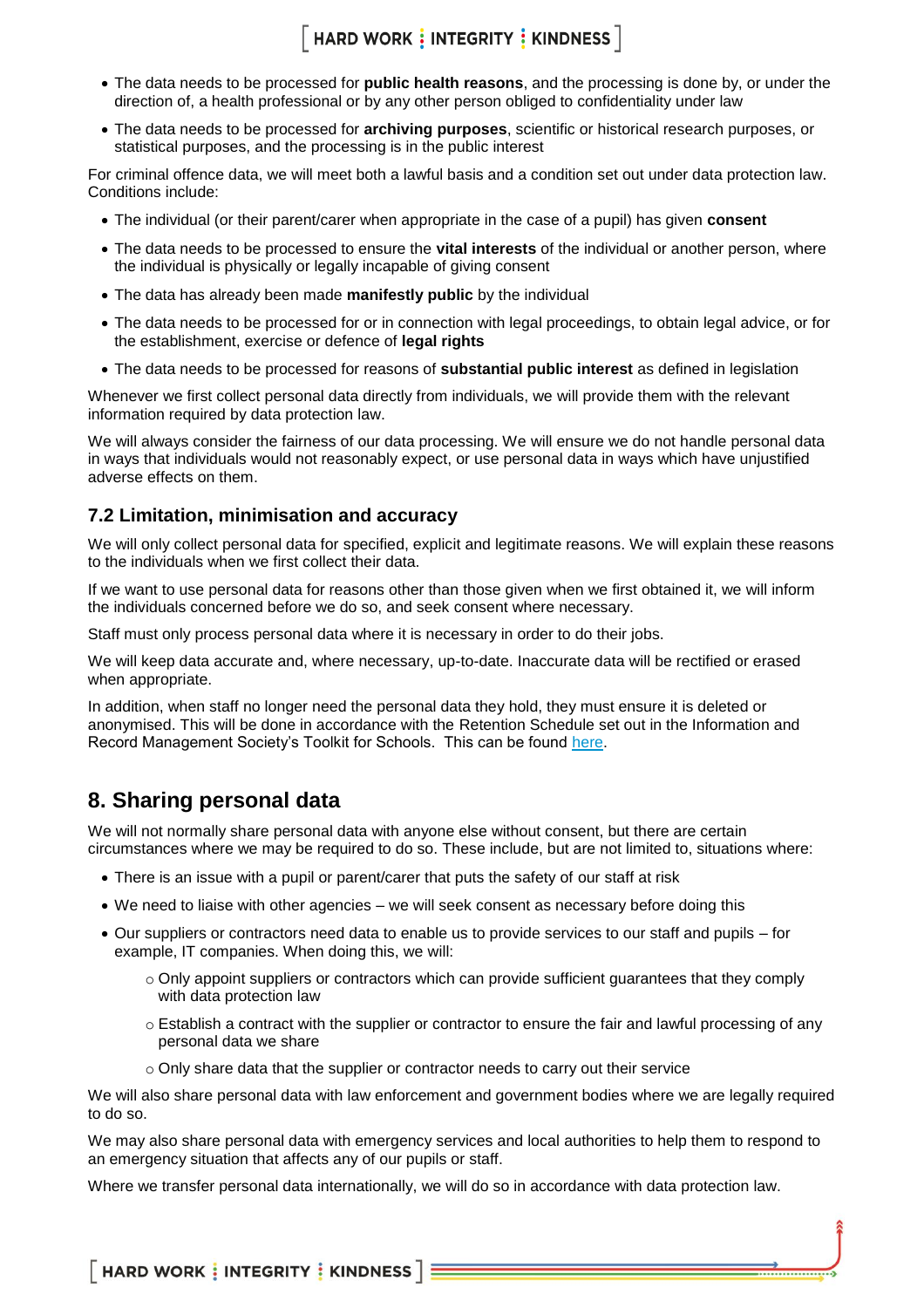- The data needs to be processed for **public health reasons**, and the processing is done by, or under the direction of, a health professional or by any other person obliged to confidentiality under law
- The data needs to be processed for **archiving purposes**, scientific or historical research purposes, or statistical purposes, and the processing is in the public interest

For criminal offence data, we will meet both a lawful basis and a condition set out under data protection law. Conditions include:

- The individual (or their parent/carer when appropriate in the case of a pupil) has given **consent**
- The data needs to be processed to ensure the **vital interests** of the individual or another person, where the individual is physically or legally incapable of giving consent
- The data has already been made **manifestly public** by the individual
- The data needs to be processed for or in connection with legal proceedings, to obtain legal advice, or for the establishment, exercise or defence of **legal rights**
- The data needs to be processed for reasons of **substantial public interest** as defined in legislation

Whenever we first collect personal data directly from individuals, we will provide them with the relevant information required by data protection law.

We will always consider the fairness of our data processing. We will ensure we do not handle personal data in ways that individuals would not reasonably expect, or use personal data in ways which have unjustified adverse effects on them.

### 7.2 Limitation, minimisation and accuracy

We will only collect personal data for specified, explicit and legitimate reasons. We will explain these reasons to the individuals when we first collect their data.

If we want to use personal data for reasons other than those given when we first obtained it, we will inform the individuals concerned before we do so, and seek consent where necessary.

Staff must only process personal data where it is necessary in order to do their jobs.

We will keep data accurate and, where necessary, up-to-date. Inaccurate data will be rectified or erased when appropriate.

In addition, when staff no longer need the personal data they hold, they must ensure it is deleted or anonymised. This will be done in accordance with the Retention Schedule set out in the Information and Record Management Society's Toolkit for Schools. This can be found here.

## 8. Sharing personal data

We will not normally share personal data with anyone else without consent, but there are certain circumstances where we may be required to do so. These include, but are not limited to, situations where:

- There is an issue with a pupil or parent/carer that puts the safety of our staff at risk
- We need to liaise with other agencies – we will seek consent as necessary before doing this
- Our suppliers or contractors need data to enable us to provide services to our staff and pupils – for example, IT companies. When doing this, we will:
  - Only appoint suppliers or contractors which can provide sufficient guarantees that they comply with data protection law
  - Establish a contract with the supplier or contractor to ensure the fair and lawful processing of any personal data we share
  - Only share data that the supplier or contractor needs to carry out their service

We will also share personal data with law enforcement and government bodies where we are legally required to do so.

We may also share personal data with emergency services and local authorities to help them to respond to an emergency situation that affects any of our pupils or staff.

Where we transfer personal data internationally, we will do so in accordance with data protection law.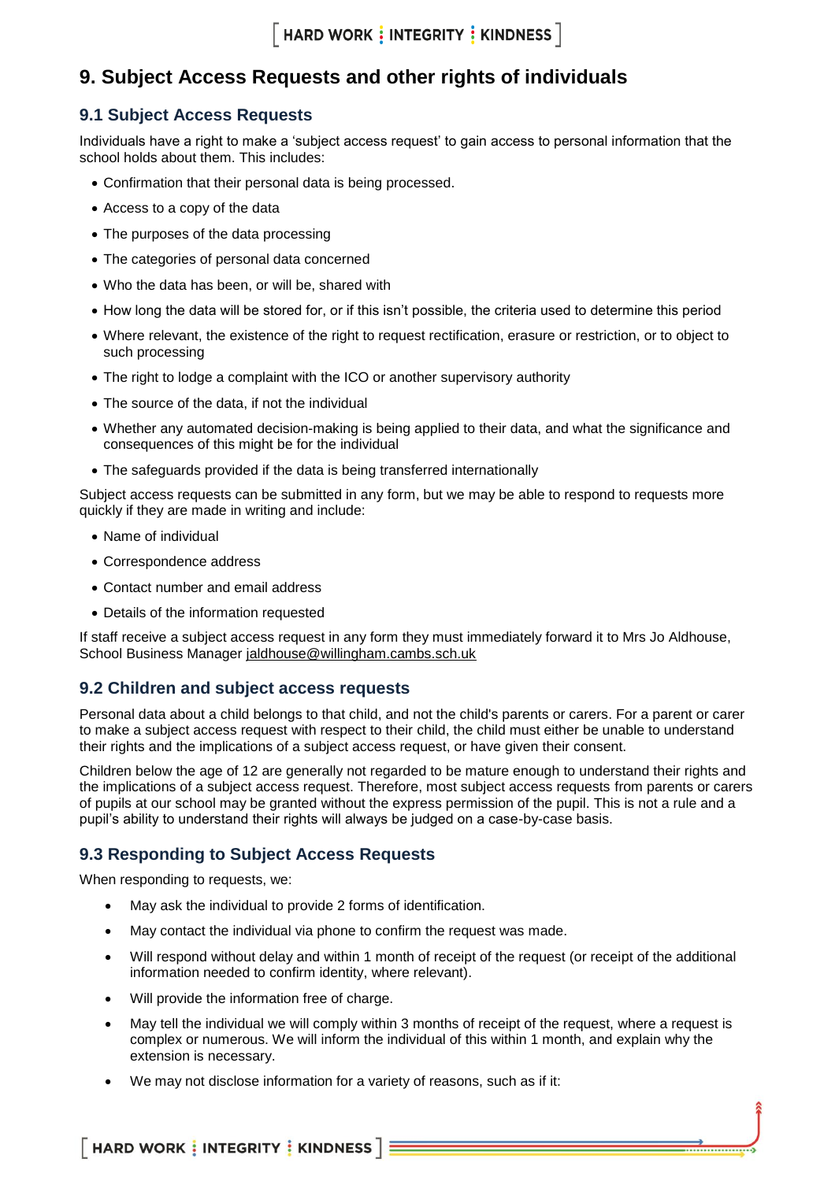## 9. Subject Access Requests and other rights of individuals

### 9.1 Subject Access Requests

Individuals have a right to make a 'subject access request' to gain access to personal information that the school holds about them. This includes:

- Confirmation that their personal data is being processed.
- Access to a copy of the data
- The purposes of the data processing
- The categories of personal data concerned
- Who the data has been, or will be, shared with
- How long the data will be stored for, or if this isn't possible, the criteria used to determine this period
- Where relevant, the existence of the right to request rectification, erasure or restriction, or to object to such processing
- The right to lodge a complaint with the ICO or another supervisory authority
- The source of the data, if not the individual
- Whether any automated decision-making is being applied to their data, and what the significance and consequences of this might be for the individual
- The safeguards provided if the data is being transferred internationally

Subject access requests can be submitted in any form, but we may be able to respond to requests more quickly if they are made in writing and include:

- Name of individual
- Correspondence address
- Contact number and email address
- Details of the information requested

If staff receive a subject access request in any form they must immediately forward it to Mrs Jo Aldhouse, School Business Manager jaldhouse@willingham.cambs.sch.uk

### 9.2 Children and subject access requests

Personal data about a child belongs to that child, and not the child's parents or carers. For a parent or carer to make a subject access request with respect to their child, the child must either be unable to understand their rights and the implications of a subject access request, or have given their consent.

Children below the age of 12 are generally not regarded to be mature enough to understand their rights and the implications of a subject access request. Therefore, most subject access requests from parents or carers of pupils at our school may be granted without the express permission of the pupil. This is not a rule and a pupil's ability to understand their rights will always be judged on a case-by-case basis.

### 9.3 Responding to Subject Access Requests

When responding to requests, we:

- May ask the individual to provide 2 forms of identification.
- May contact the individual via phone to confirm the request was made.
- Will respond without delay and within 1 month of receipt of the request (or receipt of the additional information needed to confirm identity, where relevant).
- Will provide the information free of charge.
- May tell the individual we will comply within 3 months of receipt of the request, where a request is complex or numerous. We will inform the individual of this within 1 month, and explain why the extension is necessary.
- We may not disclose information for a variety of reasons, such as if it: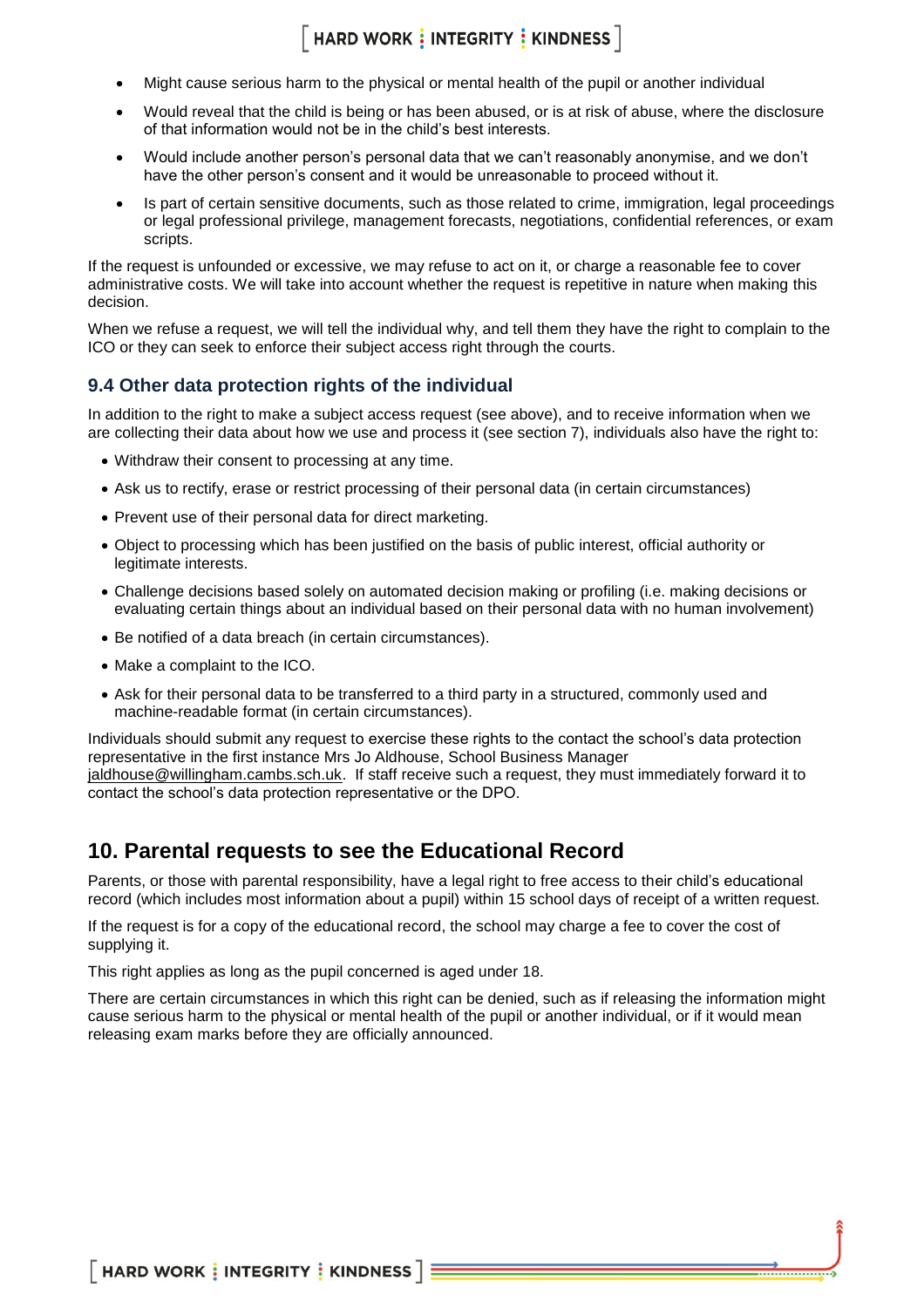- Might cause serious harm to the physical or mental health of the pupil or another individual
- Would reveal that the child is being or has been abused, or is at risk of abuse, where the disclosure of that information would not be in the child's best interests.
- Would include another person's personal data that we can't reasonably anonymise, and we don't have the other person's consent and it would be unreasonable to proceed without it.
- Is part of certain sensitive documents, such as those related to crime, immigration, legal proceedings or legal professional privilege, management forecasts, negotiations, confidential references, or exam scripts.

If the request is unfounded or excessive, we may refuse to act on it, or charge a reasonable fee to cover administrative costs. We will take into account whether the request is repetitive in nature when making this decision.

When we refuse a request, we will tell the individual why, and tell them they have the right to complain to the ICO or they can seek to enforce their subject access right through the courts.

### 9.4 Other data protection rights of the individual

In addition to the right to make a subject access request (see above), and to receive information when we are collecting their data about how we use and process it (see section 7), individuals also have the right to:

- Withdraw their consent to processing at any time.
- Ask us to rectify, erase or restrict processing of their personal data (in certain circumstances)
- Prevent use of their personal data for direct marketing.
- Object to processing which has been justified on the basis of public interest, official authority or legitimate interests.
- Challenge decisions based solely on automated decision making or profiling (i.e. making decisions or evaluating certain things about an individual based on their personal data with no human involvement)
- Be notified of a data breach (in certain circumstances).
- Make a complaint to the ICO.
- Ask for their personal data to be transferred to a third party in a structured, commonly used and machine-readable format (in certain circumstances).

Individuals should submit any request to exercise these rights to the contact the school's data protection representative in the first instance Mrs Jo Aldhouse, School Business Manager jaldhouse@willingham.cambs.sch.uk. If staff receive such a request, they must immediately forward it to contact the school's data protection representative or the DPO.

## 10. Parental requests to see the Educational Record

Parents, or those with parental responsibility, have a legal right to free access to their child's educational record (which includes most information about a pupil) within 15 school days of receipt of a written request.

If the request is for a copy of the educational record, the school may charge a fee to cover the cost of supplying it.

This right applies as long as the pupil concerned is aged under 18.

There are certain circumstances in which this right can be denied, such as if releasing the information might cause serious harm to the physical or mental health of the pupil or another individual, or if it would mean releasing exam marks before they are officially announced.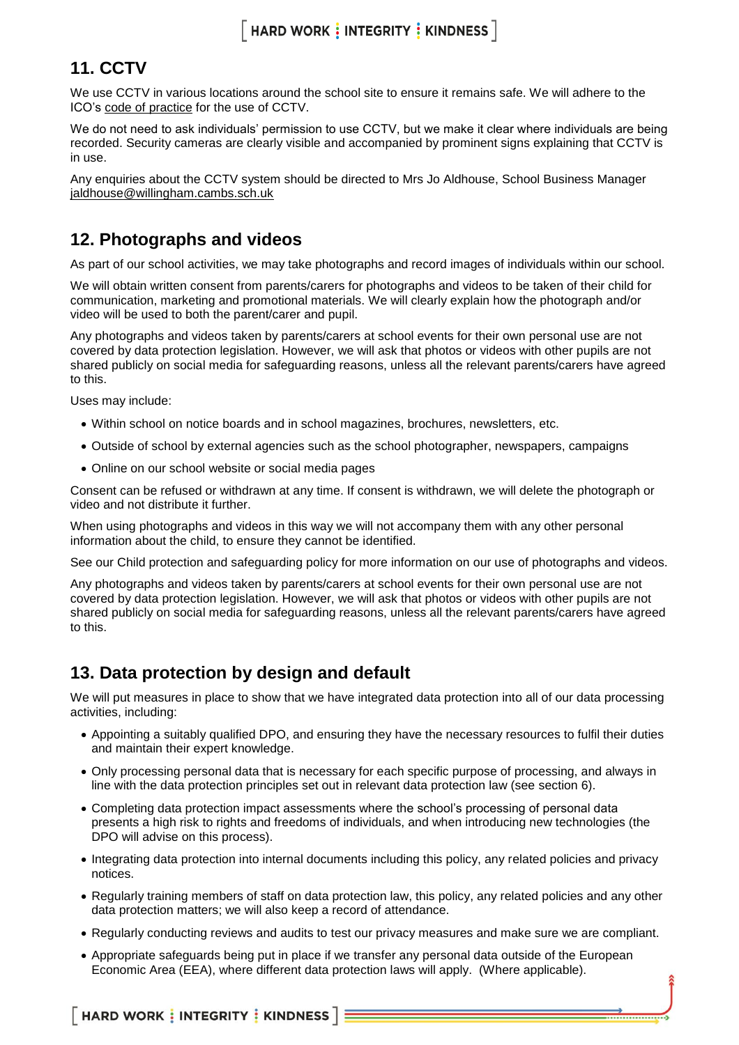## 11. CCTV

We use CCTV in various locations around the school site to ensure it remains safe. We will adhere to the ICO's code of practice for the use of CCTV.

We do not need to ask individuals' permission to use CCTV, but we make it clear where individuals are being recorded. Security cameras are clearly visible and accompanied by prominent signs explaining that CCTV is in use.

Any enquiries about the CCTV system should be directed to Mrs Jo Aldhouse, School Business Manager jaldhouse@willingham.cambs.sch.uk

## 12. Photographs and videos

As part of our school activities, we may take photographs and record images of individuals within our school.

We will obtain written consent from parents/carers for photographs and videos to be taken of their child for communication, marketing and promotional materials. We will clearly explain how the photograph and/or video will be used to both the parent/carer and pupil.

Any photographs and videos taken by parents/carers at school events for their own personal use are not covered by data protection legislation. However, we will ask that photos or videos with other pupils are not shared publicly on social media for safeguarding reasons, unless all the relevant parents/carers have agreed to this.

Uses may include:

- Within school on notice boards and in school magazines, brochures, newsletters, etc.
- Outside of school by external agencies such as the school photographer, newspapers, campaigns
- Online on our school website or social media pages

Consent can be refused or withdrawn at any time. If consent is withdrawn, we will delete the photograph or video and not distribute it further.

When using photographs and videos in this way we will not accompany them with any other personal information about the child, to ensure they cannot be identified.

See our Child protection and safeguarding policy for more information on our use of photographs and videos.

Any photographs and videos taken by parents/carers at school events for their own personal use are not covered by data protection legislation. However, we will ask that photos or videos with other pupils are not shared publicly on social media for safeguarding reasons, unless all the relevant parents/carers have agreed to this.

## 13. Data protection by design and default

We will put measures in place to show that we have integrated data protection into all of our data processing activities, including:

- Appointing a suitably qualified DPO, and ensuring they have the necessary resources to fulfil their duties and maintain their expert knowledge.
- Only processing personal data that is necessary for each specific purpose of processing, and always in line with the data protection principles set out in relevant data protection law (see section 6).
- Completing data protection impact assessments where the school's processing of personal data presents a high risk to rights and freedoms of individuals, and when introducing new technologies (the DPO will advise on this process).
- Integrating data protection into internal documents including this policy, any related policies and privacy notices.
- Regularly training members of staff on data protection law, this policy, any related policies and any other data protection matters; we will also keep a record of attendance.
- Regularly conducting reviews and audits to test our privacy measures and make sure we are compliant.
- Appropriate safeguards being put in place if we transfer any personal data outside of the European Economic Area (EEA), where different data protection laws will apply. (Where applicable).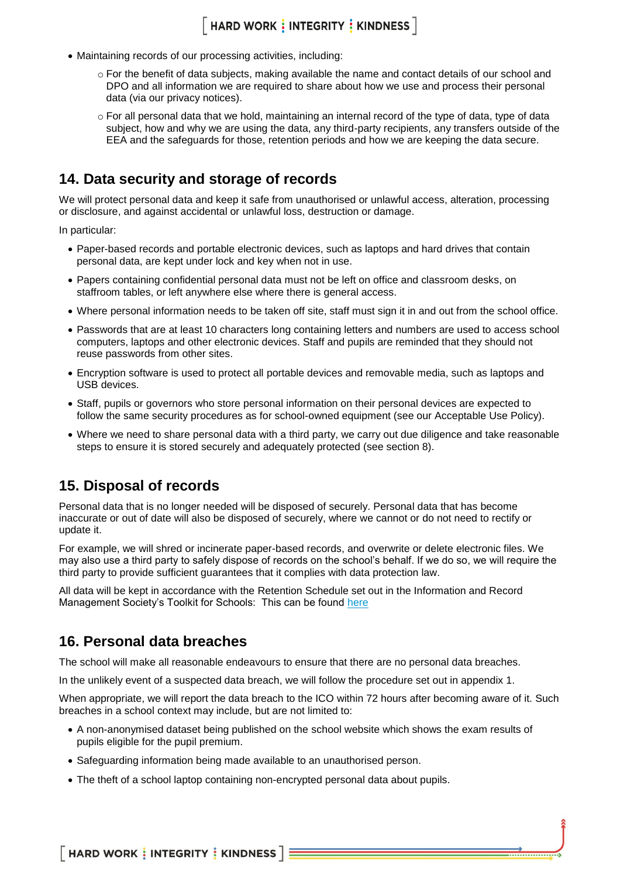- Maintaining records of our processing activities, including:
  - For the benefit of data subjects, making available the name and contact details of our school and DPO and all information we are required to share about how we use and process their personal data (via our privacy notices).
  - For all personal data that we hold, maintaining an internal record of the type of data, type of data subject, how and why we are using the data, any third-party recipients, any transfers outside of the EEA and the safeguards for those, retention periods and how we are keeping the data secure.

## 14. Data security and storage of records

We will protect personal data and keep it safe from unauthorised or unlawful access, alteration, processing or disclosure, and against accidental or unlawful loss, destruction or damage.

In particular:

- Paper-based records and portable electronic devices, such as laptops and hard drives that contain personal data, are kept under lock and key when not in use.
- Papers containing confidential personal data must not be left on office and classroom desks, on staffroom tables, or left anywhere else where there is general access.
- Where personal information needs to be taken off site, staff must sign it in and out from the school office.
- Passwords that are at least 10 characters long containing letters and numbers are used to access school computers, laptops and other electronic devices. Staff and pupils are reminded that they should not reuse passwords from other sites.
- Encryption software is used to protect all portable devices and removable media, such as laptops and USB devices.
- Staff, pupils or governors who store personal information on their personal devices are expected to follow the same security procedures as for school-owned equipment (see our Acceptable Use Policy).
- Where we need to share personal data with a third party, we carry out due diligence and take reasonable steps to ensure it is stored securely and adequately protected (see section 8).

## 15. Disposal of records

Personal data that is no longer needed will be disposed of securely. Personal data that has become inaccurate or out of date will also be disposed of securely, where we cannot or do not need to rectify or update it.

For example, we will shred or incinerate paper-based records, and overwrite or delete electronic files. We may also use a third party to safely dispose of records on the school's behalf. If we do so, we will require the third party to provide sufficient guarantees that it complies with data protection law.

All data will be kept in accordance with the Retention Schedule set out in the Information and Record Management Society's Toolkit for Schools: This can be found here

## 16. Personal data breaches

The school will make all reasonable endeavours to ensure that there are no personal data breaches.

In the unlikely event of a suspected data breach, we will follow the procedure set out in appendix 1.

When appropriate, we will report the data breach to the ICO within 72 hours after becoming aware of it. Such breaches in a school context may include, but are not limited to:

- A non-anonymised dataset being published on the school website which shows the exam results of pupils eligible for the pupil premium.
- Safeguarding information being made available to an unauthorised person.
- The theft of a school laptop containing non-encrypted personal data about pupils.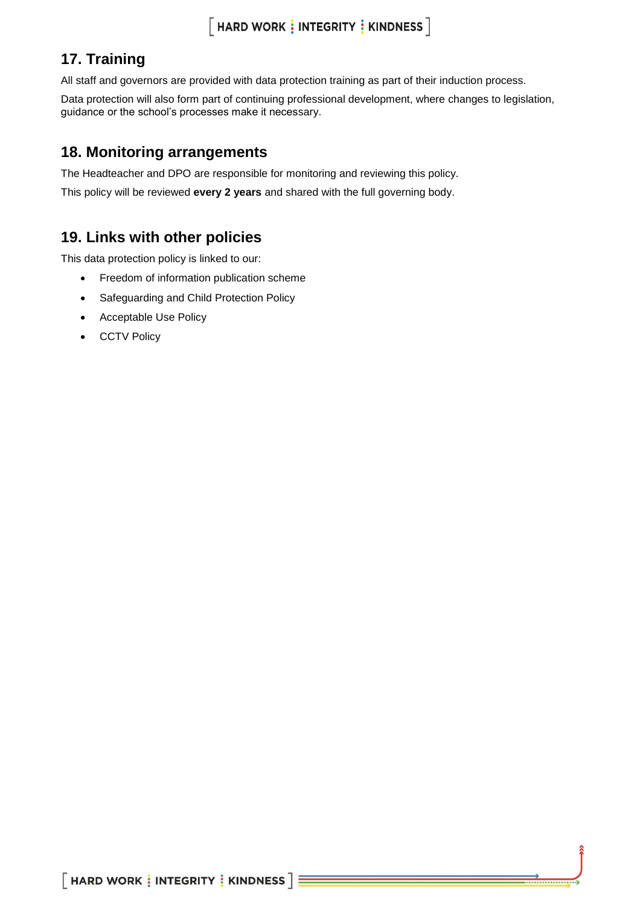## 17. Training

All staff and governors are provided with data protection training as part of their induction process.

Data protection will also form part of continuing professional development, where changes to legislation, guidance or the school's processes make it necessary.

## 18. Monitoring arrangements

The Headteacher and DPO are responsible for monitoring and reviewing this policy.

This policy will be reviewed **every 2 years** and shared with the full governing body.

## 19. Links with other policies

This data protection policy is linked to our:

- Freedom of information publication scheme
- Safeguarding and Child Protection Policy
- Acceptable Use Policy
- CCTV Policy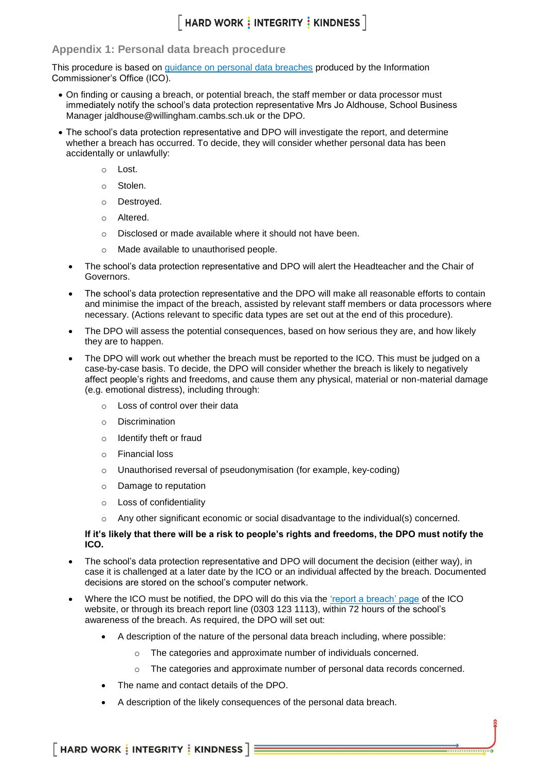## Appendix 1: Personal data breach procedure

This procedure is based on guidance on personal data breaches produced by the Information Commissioner's Office (ICO).

- On finding or causing a breach, or potential breach, the staff member or data processor must immediately notify the school's data protection representative Mrs Jo Aldhouse, School Business Manager jaldhouse@willingham.cambs.sch.uk or the DPO.
- The school's data protection representative and DPO will investigate the report, and determine whether a breach has occurred. To decide, they will consider whether personal data has been accidentally or unlawfully:
  - Lost.
  - Stolen.
  - Destroyed.
  - Altered.
  - Disclosed or made available where it should not have been.
  - Made available to unauthorised people.
- The school's data protection representative and DPO will alert the Headteacher and the Chair of Governors.
- The school's data protection representative and the DPO will make all reasonable efforts to contain and minimise the impact of the breach, assisted by relevant staff members or data processors where necessary. (Actions relevant to specific data types are set out at the end of this procedure).
- The DPO will assess the potential consequences, based on how serious they are, and how likely they are to happen.
- The DPO will work out whether the breach must be reported to the ICO. This must be judged on a case-by-case basis. To decide, the DPO will consider whether the breach is likely to negatively affect people's rights and freedoms, and cause them any physical, material or non-material damage (e.g. emotional distress), including through:
  - Loss of control over their data
  - Discrimination
  - Identify theft or fraud
  - Financial loss
  - Unauthorised reversal of pseudonymisation (for example, key-coding)
  - Damage to reputation
  - Loss of confidentiality
  - Any other significant economic or social disadvantage to the individual(s) concerned.

  **If it's likely that there will be a risk to people's rights and freedoms, the DPO must notify the ICO.**
- The school's data protection representative and DPO will document the decision (either way), in case it is challenged at a later date by the ICO or an individual affected by the breach. Documented decisions are stored on the school's computer network.
- Where the ICO must be notified, the DPO will do this via the 'report a breach' page of the ICO website, or through its breach report line (0303 123 1113), within 72 hours of the school's awareness of the breach. As required, the DPO will set out:
  - A description of the nature of the personal data breach including, where possible:
    - The categories and approximate number of individuals concerned.
    - The categories and approximate number of personal data records concerned.
  - The name and contact details of the DPO.
  - A description of the likely consequences of the personal data breach.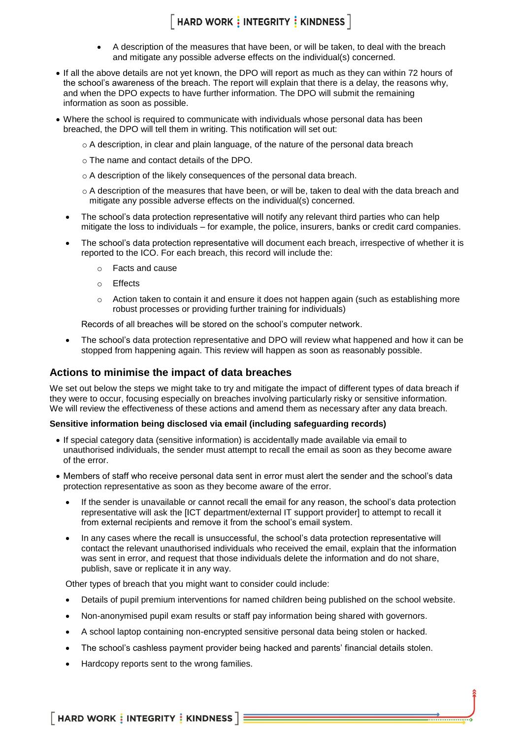- A description of the measures that have been, or will be taken, to deal with the breach and mitigate any possible adverse effects on the individual(s) concerned.

- If all the above details are not yet known, the DPO will report as much as they can within 72 hours of the school's awareness of the breach. The report will explain that there is a delay, the reasons why, and when the DPO expects to have further information. The DPO will submit the remaining information as soon as possible.

- Where the school is required to communicate with individuals whose personal data has been breached, the DPO will tell them in writing. This notification will set out:
  - A description, in clear and plain language, of the nature of the personal data breach
  - The name and contact details of the DPO.
  - A description of the likely consequences of the personal data breach.
  - A description of the measures that have been, or will be, taken to deal with the data breach and mitigate any possible adverse effects on the individual(s) concerned.

- The school's data protection representative will notify any relevant third parties who can help mitigate the loss to individuals – for example, the police, insurers, banks or credit card companies.

- The school's data protection representative will document each breach, irrespective of whether it is reported to the ICO. For each breach, this record will include the:
  - Facts and cause
  - Effects
  - Action taken to contain it and ensure it does not happen again (such as establishing more robust processes or providing further training for individuals)

  Records of all breaches will be stored on the school's computer network.

- The school's data protection representative and DPO will review what happened and how it can be stopped from happening again. This review will happen as soon as reasonably possible.

## Actions to minimise the impact of data breaches

We set out below the steps we might take to try and mitigate the impact of different types of data breach if they were to occur, focusing especially on breaches involving particularly risky or sensitive information. We will review the effectiveness of these actions and amend them as necessary after any data breach.

**Sensitive information being disclosed via email (including safeguarding records)**

- If special category data (sensitive information) is accidentally made available via email to unauthorised individuals, the sender must attempt to recall the email as soon as they become aware of the error.

- Members of staff who receive personal data sent in error must alert the sender and the school's data protection representative as soon as they become aware of the error.
  - If the sender is unavailable or cannot recall the email for any reason, the school's data protection representative will ask the [ICT department/external IT support provider] to attempt to recall it from external recipients and remove it from the school's email system.
  - In any cases where the recall is unsuccessful, the school's data protection representative will contact the relevant unauthorised individuals who received the email, explain that the information was sent in error, and request that those individuals delete the information and do not share, publish, save or replicate it in any way.

Other types of breach that you might want to consider could include:

- Details of pupil premium interventions for named children being published on the school website.
- Non-anonymised pupil exam results or staff pay information being shared with governors.
- A school laptop containing non-encrypted sensitive personal data being stolen or hacked.
- The school's cashless payment provider being hacked and parents' financial details stolen.
- Hardcopy reports sent to the wrong families.